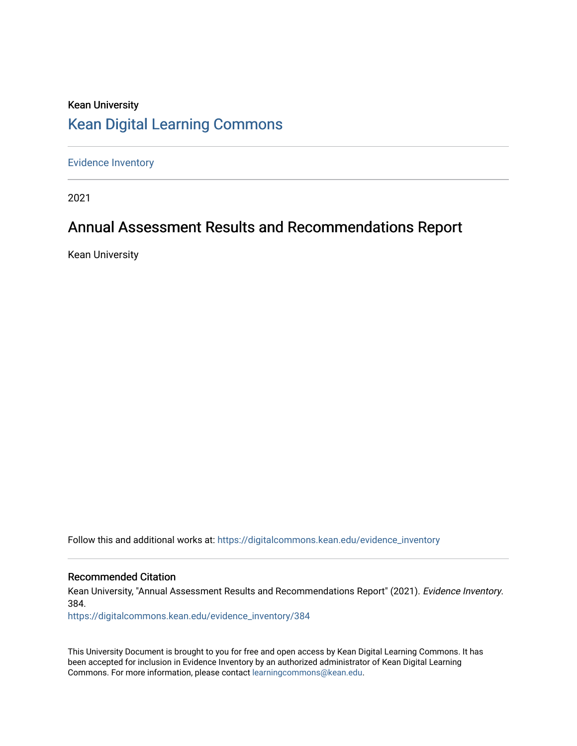Kean University

# Kean Digital Learning Commons

Evidence Inventory

2021

## Annual Assessment Results and Recommendations Report

Kean University

Follow this and additional works at: https://digitalcommons.kean.edu/evidence_inventory

### Recommended Citation

Kean University, "Annual Assessment Results and Recommendations Report" (2021). *Evidence Inventory*. 384.
https://digitalcommons.kean.edu/evidence_inventory/384

This University Document is brought to you for free and open access by Kean Digital Learning Commons. It has been accepted for inclusion in Evidence Inventory by an authorized administrator of Kean Digital Learning Commons. For more information, please contact learningcommons@kean.edu.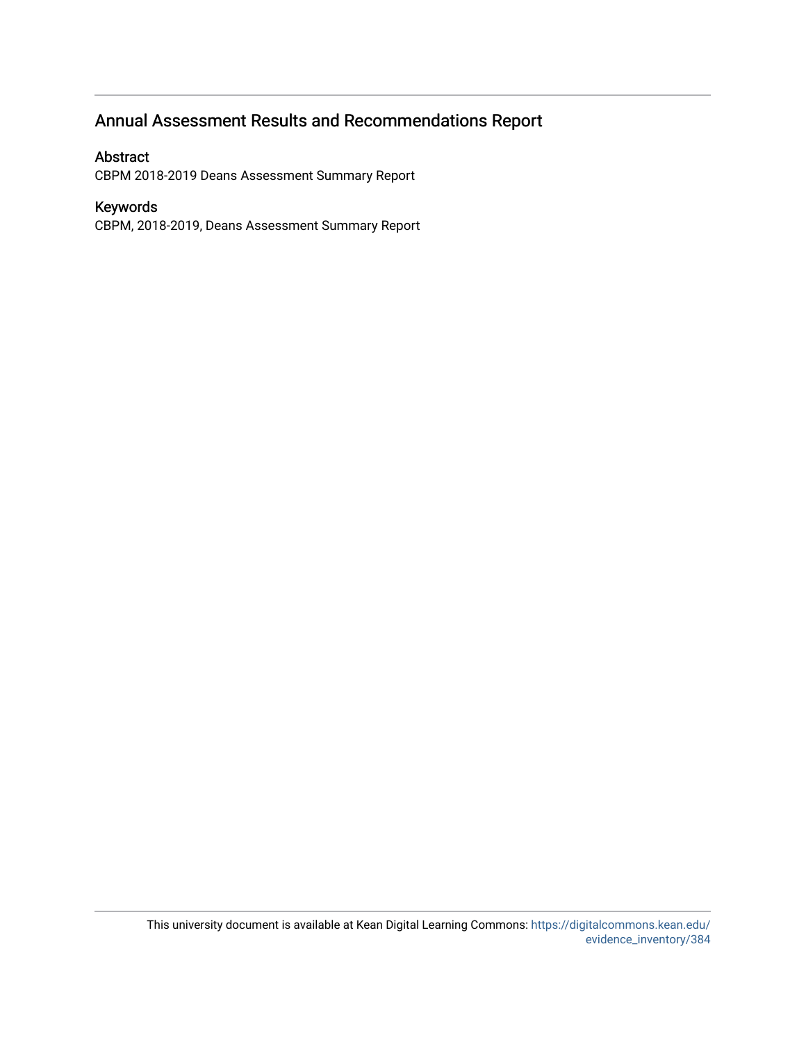## Annual Assessment Results and Recommendations Report

### Abstract

CBPM 2018-2019 Deans Assessment Summary Report

### Keywords

CBPM, 2018-2019, Deans Assessment Summary Report

This university document is available at Kean Digital Learning Commons: https://digitalcommons.kean.edu/evidence_inventory/384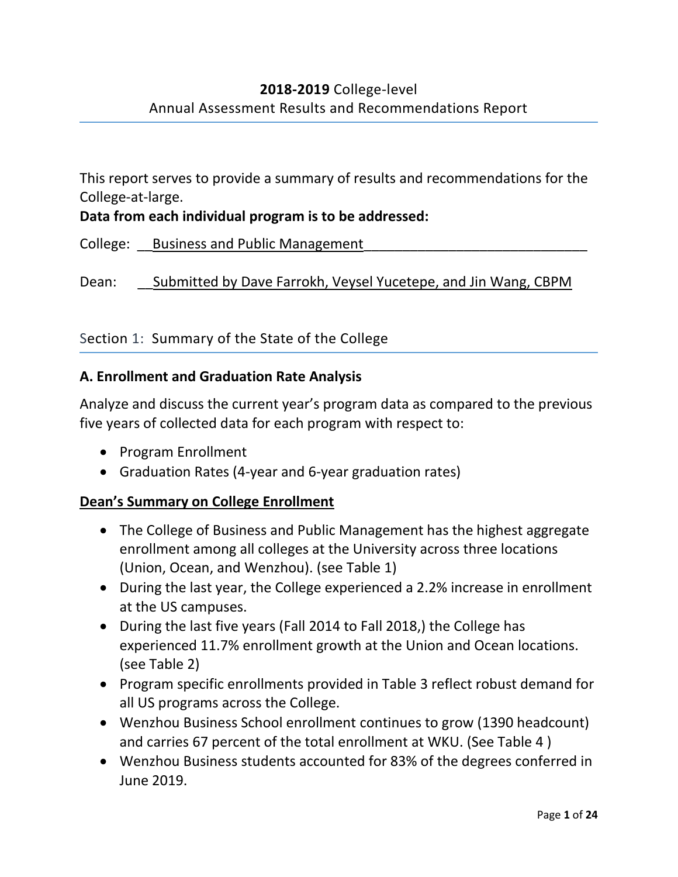**2018-2019** College-level
Annual Assessment Results and Recommendations Report

This report serves to provide a summary of results and recommendations for the College-at-large.

**Data from each individual program is to be addressed:**

College: __Business and Public Management______________________________

Dean: __Submitted by Dave Farrokh, Veysel Yucetepe, and Jin Wang, CBPM

## Section 1: Summary of the State of the College

### A. Enrollment and Graduation Rate Analysis

Analyze and discuss the current year's program data as compared to the previous five years of collected data for each program with respect to:

- Program Enrollment
- Graduation Rates (4-year and 6-year graduation rates)

**Dean's Summary on College Enrollment**

- The College of Business and Public Management has the highest aggregate enrollment among all colleges at the University across three locations (Union, Ocean, and Wenzhou). (see Table 1)
- During the last year, the College experienced a 2.2% increase in enrollment at the US campuses.
- During the last five years (Fall 2014 to Fall 2018,) the College has experienced 11.7% enrollment growth at the Union and Ocean locations. (see Table 2)
- Program specific enrollments provided in Table 3 reflect robust demand for all US programs across the College.
- Wenzhou Business School enrollment continues to grow (1390 headcount) and carries 67 percent of the total enrollment at WKU. (See Table 4 )
- Wenzhou Business students accounted for 83% of the degrees conferred in June 2019.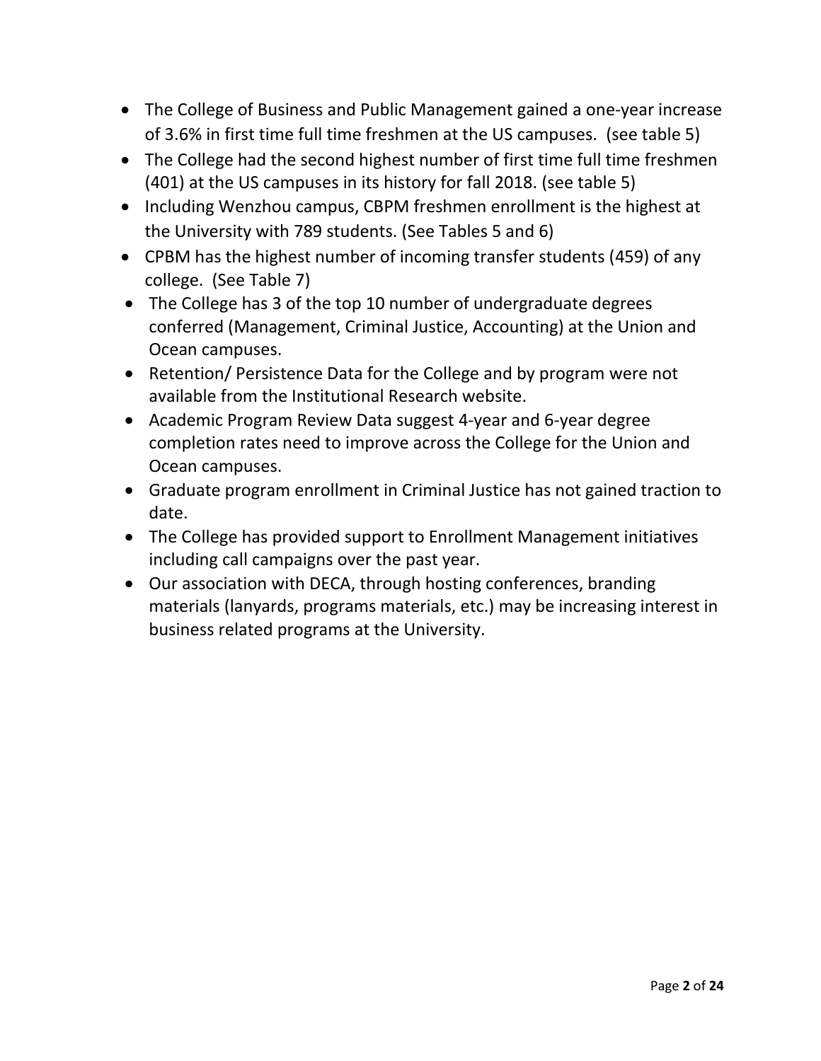- The College of Business and Public Management gained a one-year increase of 3.6% in first time full time freshmen at the US campuses. (see table 5)
- The College had the second highest number of first time full time freshmen (401) at the US campuses in its history for fall 2018. (see table 5)
- Including Wenzhou campus, CBPM freshmen enrollment is the highest at the University with 789 students. (See Tables 5 and 6)
- CPBM has the highest number of incoming transfer students (459) of any college. (See Table 7)
- The College has 3 of the top 10 number of undergraduate degrees conferred (Management, Criminal Justice, Accounting) at the Union and Ocean campuses.
- Retention/ Persistence Data for the College and by program were not available from the Institutional Research website.
- Academic Program Review Data suggest 4-year and 6-year degree completion rates need to improve across the College for the Union and Ocean campuses.
- Graduate program enrollment in Criminal Justice has not gained traction to date.
- The College has provided support to Enrollment Management initiatives including call campaigns over the past year.
- Our association with DECA, through hosting conferences, branding materials (lanyards, programs materials, etc.) may be increasing interest in business related programs at the University.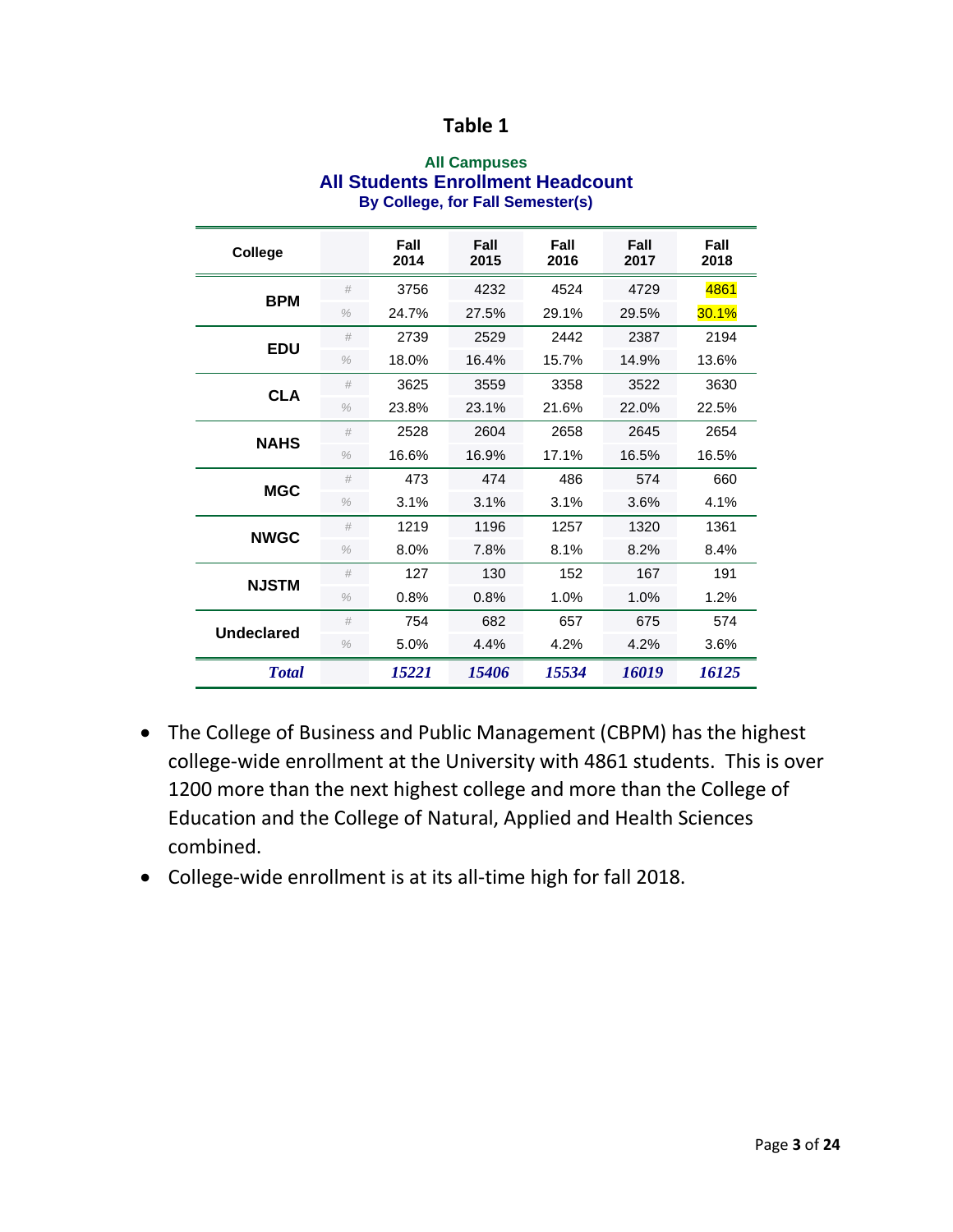## Table 1

**All Campuses**
**All Students Enrollment Headcount**
**By College, for Fall Semester(s)**

| College | | Fall 2014 | Fall 2015 | Fall 2016 | Fall 2017 | Fall 2018 |
|---|---|---|---|---|---|---|
| **BPM** | # | 3756 | 4232 | 4524 | 4729 | 4861 |
| | % | 24.7% | 27.5% | 29.1% | 29.5% | 30.1% |
| **EDU** | # | 2739 | 2529 | 2442 | 2387 | 2194 |
| | % | 18.0% | 16.4% | 15.7% | 14.9% | 13.6% |
| **CLA** | # | 3625 | 3559 | 3358 | 3522 | 3630 |
| | % | 23.8% | 23.1% | 21.6% | 22.0% | 22.5% |
| **NAHS** | # | 2528 | 2604 | 2658 | 2645 | 2654 |
| | % | 16.6% | 16.9% | 17.1% | 16.5% | 16.5% |
| **MGC** | # | 473 | 474 | 486 | 574 | 660 |
| | % | 3.1% | 3.1% | 3.1% | 3.6% | 4.1% |
| **NWGC** | # | 1219 | 1196 | 1257 | 1320 | 1361 |
| | % | 8.0% | 7.8% | 8.1% | 8.2% | 8.4% |
| **NJSTM** | # | 127 | 130 | 152 | 167 | 191 |
| | % | 0.8% | 0.8% | 1.0% | 1.0% | 1.2% |
| **Undeclared** | # | 754 | 682 | 657 | 675 | 574 |
| | % | 5.0% | 4.4% | 4.2% | 4.2% | 3.6% |
| ***Total*** | | ***15221*** | ***15406*** | ***15534*** | ***16019*** | ***16125*** |

- The College of Business and Public Management (CBPM) has the highest college-wide enrollment at the University with 4861 students. This is over 1200 more than the next highest college and more than the College of Education and the College of Natural, Applied and Health Sciences combined.
- College-wide enrollment is at its all-time high for fall 2018.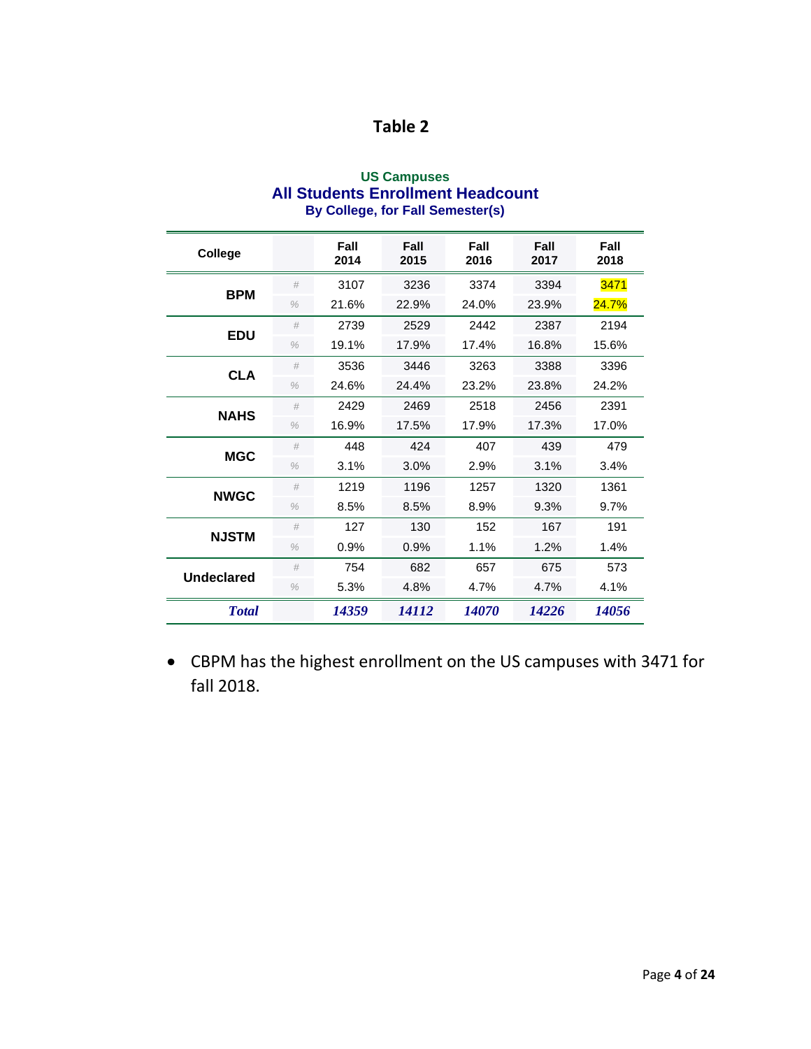## Table 2

**US Campuses**
**All Students Enrollment Headcount**
**By College, for Fall Semester(s)**

| College | | Fall 2014 | Fall 2015 | Fall 2016 | Fall 2017 | Fall 2018 |
|---|---|---|---|---|---|---|
| **BPM** | # | 3107 | 3236 | 3374 | 3394 | 3471 |
| | % | 21.6% | 22.9% | 24.0% | 23.9% | 24.7% |
| **EDU** | # | 2739 | 2529 | 2442 | 2387 | 2194 |
| | % | 19.1% | 17.9% | 17.4% | 16.8% | 15.6% |
| **CLA** | # | 3536 | 3446 | 3263 | 3388 | 3396 |
| | % | 24.6% | 24.4% | 23.2% | 23.8% | 24.2% |
| **NAHS** | # | 2429 | 2469 | 2518 | 2456 | 2391 |
| | % | 16.9% | 17.5% | 17.9% | 17.3% | 17.0% |
| **MGC** | # | 448 | 424 | 407 | 439 | 479 |
| | % | 3.1% | 3.0% | 2.9% | 3.1% | 3.4% |
| **NWGC** | # | 1219 | 1196 | 1257 | 1320 | 1361 |
| | % | 8.5% | 8.5% | 8.9% | 9.3% | 9.7% |
| **NJSTM** | # | 127 | 130 | 152 | 167 | 191 |
| | % | 0.9% | 0.9% | 1.1% | 1.2% | 1.4% |
| **Undeclared** | # | 754 | 682 | 657 | 675 | 573 |
| | % | 5.3% | 4.8% | 4.7% | 4.7% | 4.1% |
| ***Total*** | | ***14359*** | ***14112*** | ***14070*** | ***14226*** | ***14056*** |

- CBPM has the highest enrollment on the US campuses with 3471 for fall 2018.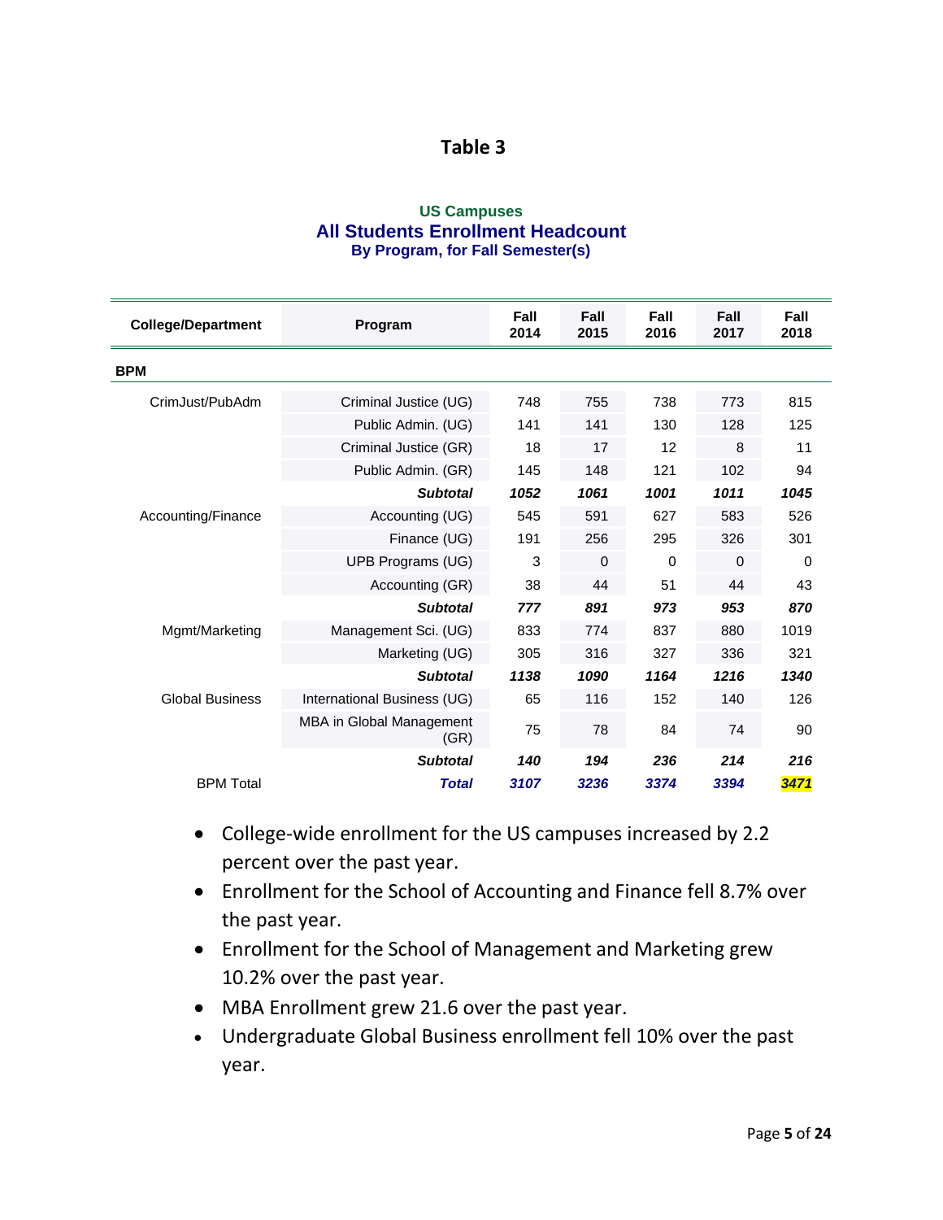## Table 3

**US Campuses**
**All Students Enrollment Headcount**
**By Program, for Fall Semester(s)**

| College/Department | Program | Fall 2014 | Fall 2015 | Fall 2016 | Fall 2017 | Fall 2018 |
|---|---|---|---|---|---|---|
| **BPM** | | | | | | |
| CrimJust/PubAdm | Criminal Justice (UG) | 748 | 755 | 738 | 773 | 815 |
| | Public Admin. (UG) | 141 | 141 | 130 | 128 | 125 |
| | Criminal Justice (GR) | 18 | 17 | 12 | 8 | 11 |
| | Public Admin. (GR) | 145 | 148 | 121 | 102 | 94 |
| | ***Subtotal*** | ***1052*** | ***1061*** | ***1001*** | ***1011*** | ***1045*** |
| Accounting/Finance | Accounting (UG) | 545 | 591 | 627 | 583 | 526 |
| | Finance (UG) | 191 | 256 | 295 | 326 | 301 |
| | UPB Programs (UG) | 3 | 0 | 0 | 0 | 0 |
| | Accounting (GR) | 38 | 44 | 51 | 44 | 43 |
| | ***Subtotal*** | ***777*** | ***891*** | ***973*** | ***953*** | ***870*** |
| Mgmt/Marketing | Management Sci. (UG) | 833 | 774 | 837 | 880 | 1019 |
| | Marketing (UG) | 305 | 316 | 327 | 336 | 321 |
| | ***Subtotal*** | ***1138*** | ***1090*** | ***1164*** | ***1216*** | ***1340*** |
| Global Business | International Business (UG) | 65 | 116 | 152 | 140 | 126 |
| | MBA in Global Management (GR) | 75 | 78 | 84 | 74 | 90 |
| | ***Subtotal*** | ***140*** | ***194*** | ***236*** | ***214*** | ***216*** |
| BPM Total | ***Total*** | ***3107*** | ***3236*** | ***3374*** | ***3394*** | ***3471*** |

- College-wide enrollment for the US campuses increased by 2.2 percent over the past year.
- Enrollment for the School of Accounting and Finance fell 8.7% over the past year.
- Enrollment for the School of Management and Marketing grew 10.2% over the past year.
- MBA Enrollment grew 21.6 over the past year.
- Undergraduate Global Business enrollment fell 10% over the past year.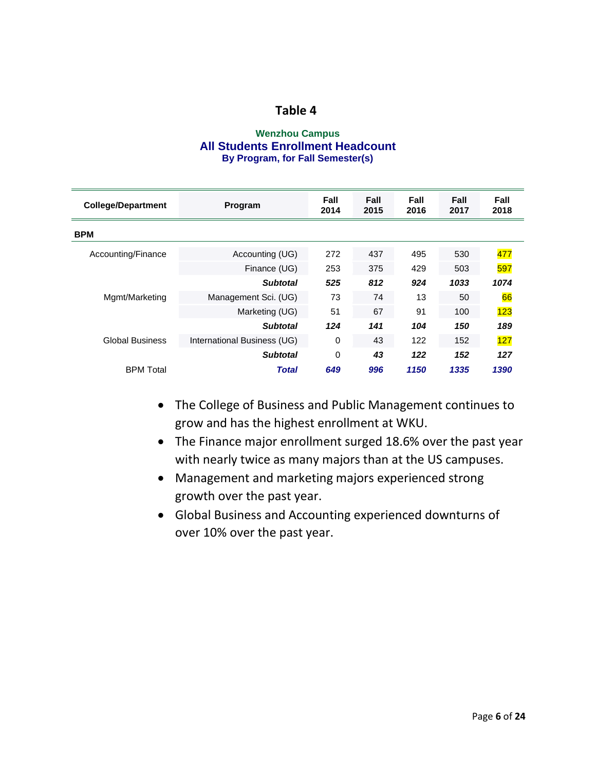# Table 4

**Wenzhou Campus**
**All Students Enrollment Headcount**
**By Program, for Fall Semester(s)**

| College/Department | Program | Fall 2014 | Fall 2015 | Fall 2016 | Fall 2017 | Fall 2018 |
|---|---|---|---|---|---|---|
| **BPM** | | | | | | |
| Accounting/Finance | Accounting (UG) | 272 | 437 | 495 | 530 | 477 |
| | Finance (UG) | 253 | 375 | 429 | 503 | 597 |
| | ***Subtotal*** | ***525*** | ***812*** | ***924*** | ***1033*** | ***1074*** |
| Mgmt/Marketing | Management Sci. (UG) | 73 | 74 | 13 | 50 | 66 |
| | Marketing (UG) | 51 | 67 | 91 | 100 | 123 |
| | ***Subtotal*** | ***124*** | ***141*** | ***104*** | ***150*** | ***189*** |
| Global Business | International Business (UG) | 0 | 43 | 122 | 152 | 127 |
| | ***Subtotal*** | 0 | ***43*** | ***122*** | ***152*** | ***127*** |
| BPM Total | ***Total*** | ***649*** | ***996*** | ***1150*** | ***1335*** | ***1390*** |

- The College of Business and Public Management continues to grow and has the highest enrollment at WKU.
- The Finance major enrollment surged 18.6% over the past year with nearly twice as many majors than at the US campuses.
- Management and marketing majors experienced strong growth over the past year.
- Global Business and Accounting experienced downturns of over 10% over the past year.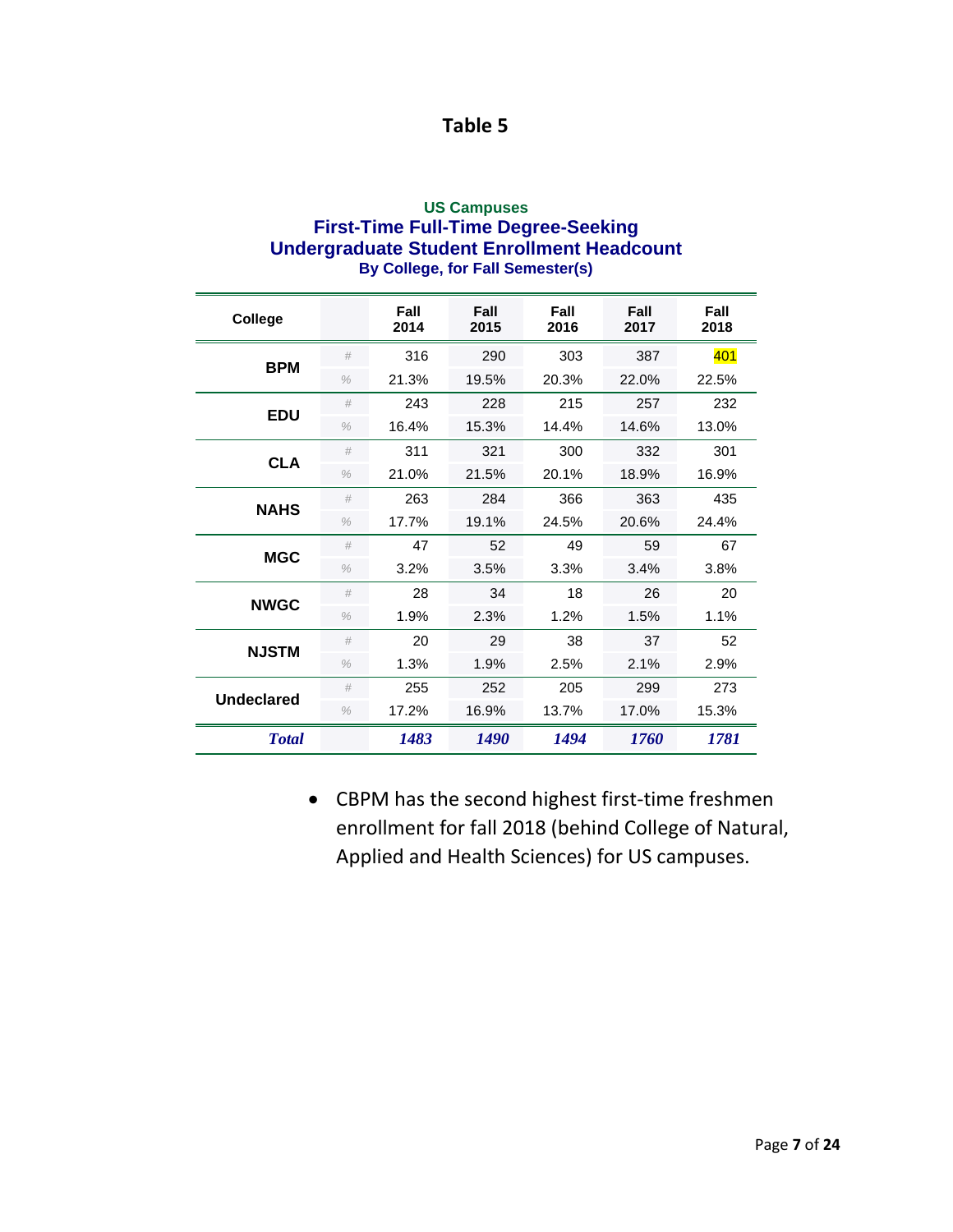## Table 5

**US Campuses**
**First-Time Full-Time Degree-Seeking Undergraduate Student Enrollment Headcount**
**By College, for Fall Semester(s)**

| College | | Fall 2014 | Fall 2015 | Fall 2016 | Fall 2017 | Fall 2018 |
|---|---|---|---|---|---|---|
| **BPM** | # | 316 | 290 | 303 | 387 | 401 |
| | % | 21.3% | 19.5% | 20.3% | 22.0% | 22.5% |
| **EDU** | # | 243 | 228 | 215 | 257 | 232 |
| | % | 16.4% | 15.3% | 14.4% | 14.6% | 13.0% |
| **CLA** | # | 311 | 321 | 300 | 332 | 301 |
| | % | 21.0% | 21.5% | 20.1% | 18.9% | 16.9% |
| **NAHS** | # | 263 | 284 | 366 | 363 | 435 |
| | % | 17.7% | 19.1% | 24.5% | 20.6% | 24.4% |
| **MGC** | # | 47 | 52 | 49 | 59 | 67 |
| | % | 3.2% | 3.5% | 3.3% | 3.4% | 3.8% |
| **NWGC** | # | 28 | 34 | 18 | 26 | 20 |
| | % | 1.9% | 2.3% | 1.2% | 1.5% | 1.1% |
| **NJSTM** | # | 20 | 29 | 38 | 37 | 52 |
| | % | 1.3% | 1.9% | 2.5% | 2.1% | 2.9% |
| **Undeclared** | # | 255 | 252 | 205 | 299 | 273 |
| | % | 17.2% | 16.9% | 13.7% | 17.0% | 15.3% |
| ***Total*** | | ***1483*** | ***1490*** | ***1494*** | ***1760*** | ***1781*** |

- CBPM has the second highest first-time freshmen enrollment for fall 2018 (behind College of Natural, Applied and Health Sciences) for US campuses.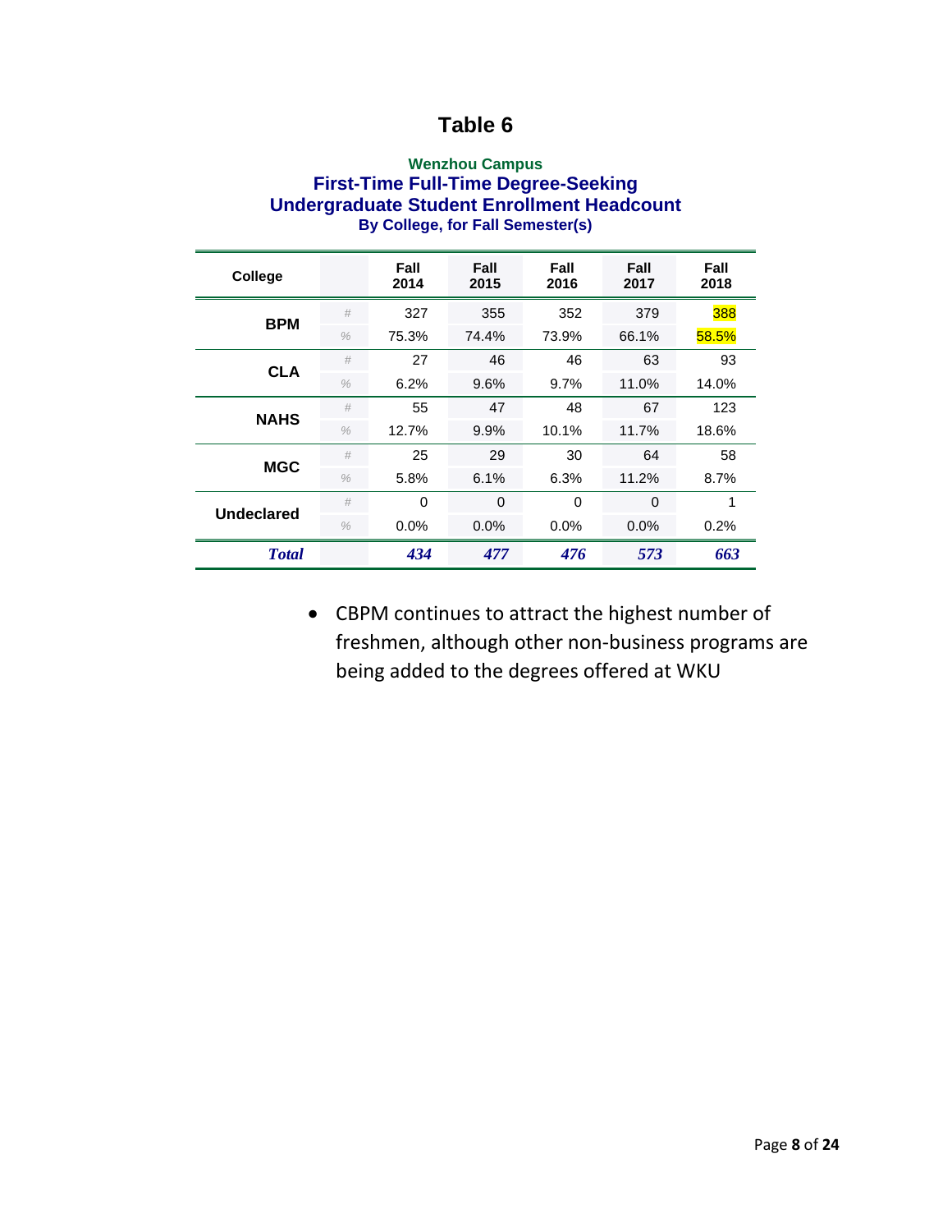## Table 6

**Wenzhou Campus**
**First-Time Full-Time Degree-Seeking Undergraduate Student Enrollment Headcount**
**By College, for Fall Semester(s)**

| College | | Fall 2014 | Fall 2015 | Fall 2016 | Fall 2017 | Fall 2018 |
|---|---|---|---|---|---|---|
| **BPM** | # | 327 | 355 | 352 | 379 | 388 |
| | % | 75.3% | 74.4% | 73.9% | 66.1% | 58.5% |
| **CLA** | # | 27 | 46 | 46 | 63 | 93 |
| | % | 6.2% | 9.6% | 9.7% | 11.0% | 14.0% |
| **NAHS** | # | 55 | 47 | 48 | 67 | 123 |
| | % | 12.7% | 9.9% | 10.1% | 11.7% | 18.6% |
| **MGC** | # | 25 | 29 | 30 | 64 | 58 |
| | % | 5.8% | 6.1% | 6.3% | 11.2% | 8.7% |
| **Undeclared** | # | 0 | 0 | 0 | 0 | 1 |
| | % | 0.0% | 0.0% | 0.0% | 0.0% | 0.2% |
| ***Total*** | | ***434*** | ***477*** | ***476*** | ***573*** | ***663*** |

- CBPM continues to attract the highest number of freshmen, although other non-business programs are being added to the degrees offered at WKU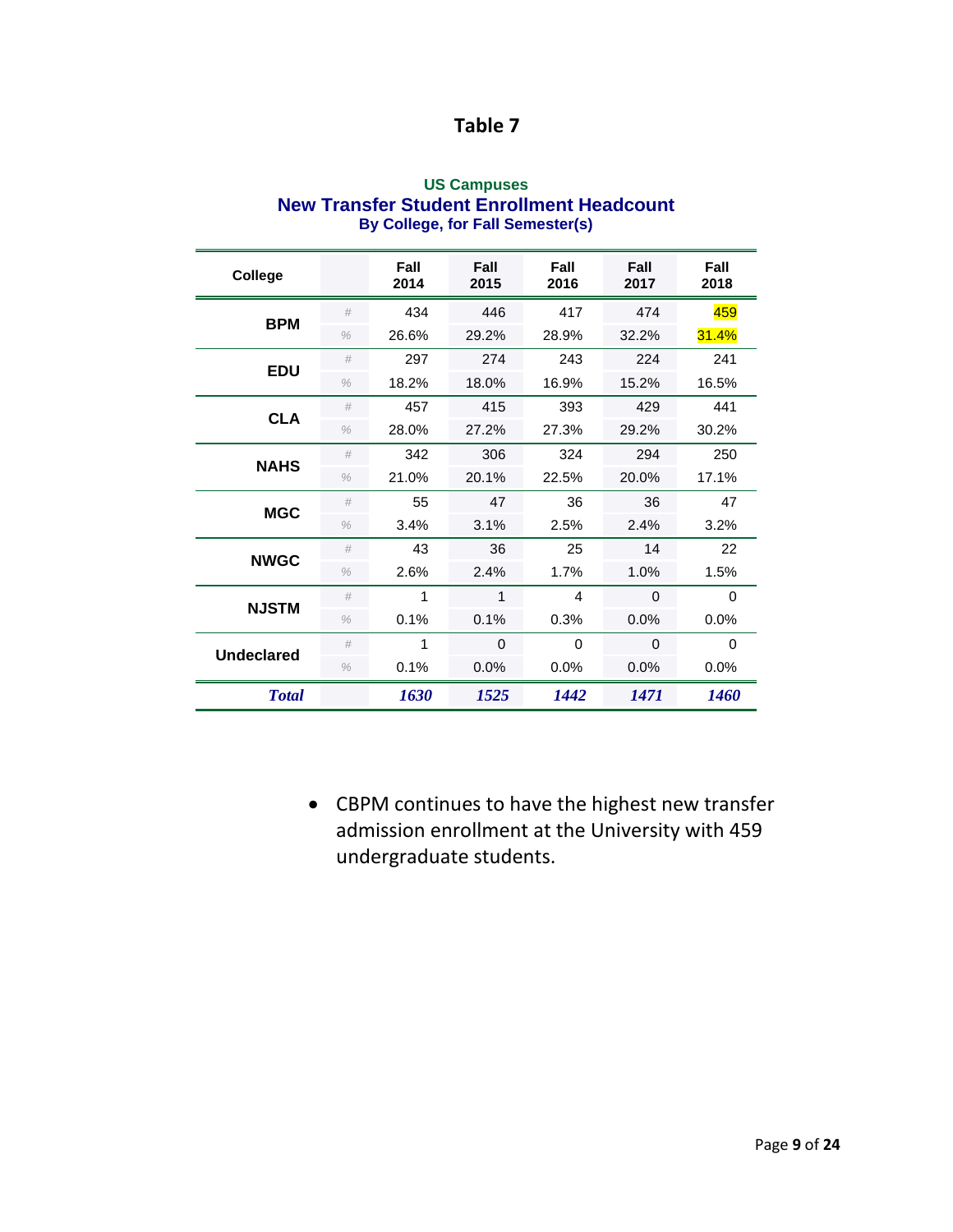# Table 7

**US Campuses**
**New Transfer Student Enrollment Headcount**
**By College, for Fall Semester(s)**

| College | | Fall 2014 | Fall 2015 | Fall 2016 | Fall 2017 | Fall 2018 |
|---|---|---|---|---|---|---|
| **BPM** | # | 434 | 446 | 417 | 474 | 459 |
| | % | 26.6% | 29.2% | 28.9% | 32.2% | 31.4% |
| **EDU** | # | 297 | 274 | 243 | 224 | 241 |
| | % | 18.2% | 18.0% | 16.9% | 15.2% | 16.5% |
| **CLA** | # | 457 | 415 | 393 | 429 | 441 |
| | % | 28.0% | 27.2% | 27.3% | 29.2% | 30.2% |
| **NAHS** | # | 342 | 306 | 324 | 294 | 250 |
| | % | 21.0% | 20.1% | 22.5% | 20.0% | 17.1% |
| **MGC** | # | 55 | 47 | 36 | 36 | 47 |
| | % | 3.4% | 3.1% | 2.5% | 2.4% | 3.2% |
| **NWGC** | # | 43 | 36 | 25 | 14 | 22 |
| | % | 2.6% | 2.4% | 1.7% | 1.0% | 1.5% |
| **NJSTM** | # | 1 | 1 | 4 | 0 | 0 |
| | % | 0.1% | 0.1% | 0.3% | 0.0% | 0.0% |
| **Undeclared** | # | 1 | 0 | 0 | 0 | 0 |
| | % | 0.1% | 0.0% | 0.0% | 0.0% | 0.0% |
| ***Total*** | | ***1630*** | ***1525*** | ***1442*** | ***1471*** | ***1460*** |

- CBPM continues to have the highest new transfer admission enrollment at the University with 459 undergraduate students.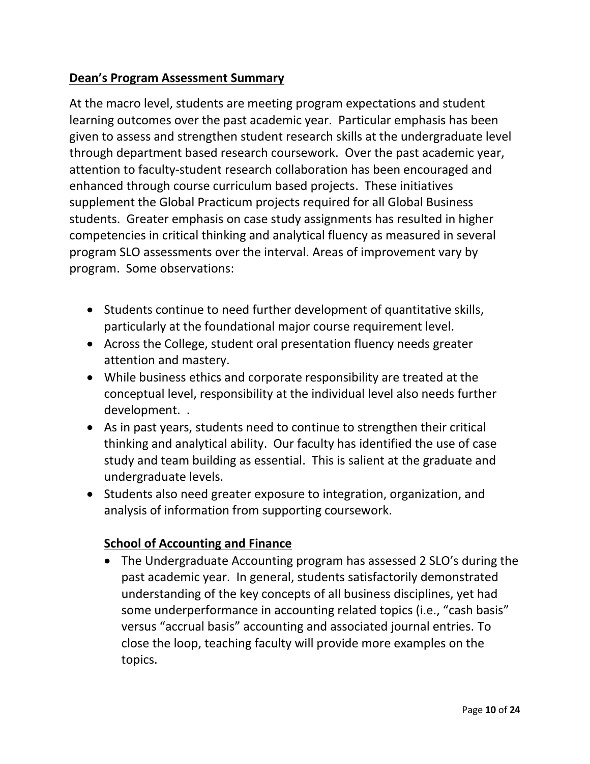## Dean's Program Assessment Summary

At the macro level, students are meeting program expectations and student learning outcomes over the past academic year. Particular emphasis has been given to assess and strengthen student research skills at the undergraduate level through department based research coursework. Over the past academic year, attention to faculty-student research collaboration has been encouraged and enhanced through course curriculum based projects. These initiatives supplement the Global Practicum projects required for all Global Business students. Greater emphasis on case study assignments has resulted in higher competencies in critical thinking and analytical fluency as measured in several program SLO assessments over the interval. Areas of improvement vary by program. Some observations:

- Students continue to need further development of quantitative skills, particularly at the foundational major course requirement level.
- Across the College, student oral presentation fluency needs greater attention and mastery.
- While business ethics and corporate responsibility are treated at the conceptual level, responsibility at the individual level also needs further development. .
- As in past years, students need to continue to strengthen their critical thinking and analytical ability. Our faculty has identified the use of case study and team building as essential. This is salient at the graduate and undergraduate levels.
- Students also need greater exposure to integration, organization, and analysis of information from supporting coursework.

### School of Accounting and Finance

- The Undergraduate Accounting program has assessed 2 SLO's during the past academic year. In general, students satisfactorily demonstrated understanding of the key concepts of all business disciplines, yet had some underperformance in accounting related topics (i.e., "cash basis" versus "accrual basis" accounting and associated journal entries. To close the loop, teaching faculty will provide more examples on the topics.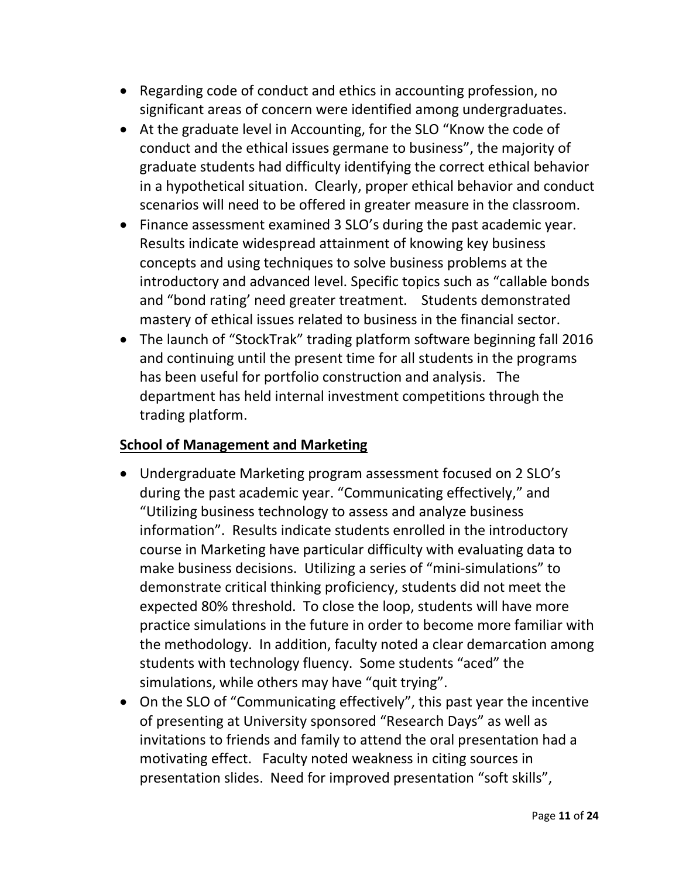- Regarding code of conduct and ethics in accounting profession, no significant areas of concern were identified among undergraduates.
- At the graduate level in Accounting, for the SLO "Know the code of conduct and the ethical issues germane to business", the majority of graduate students had difficulty identifying the correct ethical behavior in a hypothetical situation. Clearly, proper ethical behavior and conduct scenarios will need to be offered in greater measure in the classroom.
- Finance assessment examined 3 SLO's during the past academic year. Results indicate widespread attainment of knowing key business concepts and using techniques to solve business problems at the introductory and advanced level. Specific topics such as "callable bonds and "bond rating' need greater treatment. Students demonstrated mastery of ethical issues related to business in the financial sector.
- The launch of "StockTrak" trading platform software beginning fall 2016 and continuing until the present time for all students in the programs has been useful for portfolio construction and analysis. The department has held internal investment competitions through the trading platform.

**School of Management and Marketing**

- Undergraduate Marketing program assessment focused on 2 SLO's during the past academic year. "Communicating effectively," and "Utilizing business technology to assess and analyze business information". Results indicate students enrolled in the introductory course in Marketing have particular difficulty with evaluating data to make business decisions. Utilizing a series of "mini-simulations" to demonstrate critical thinking proficiency, students did not meet the expected 80% threshold. To close the loop, students will have more practice simulations in the future in order to become more familiar with the methodology. In addition, faculty noted a clear demarcation among students with technology fluency. Some students "aced" the simulations, while others may have "quit trying".
- On the SLO of "Communicating effectively", this past year the incentive of presenting at University sponsored "Research Days" as well as invitations to friends and family to attend the oral presentation had a motivating effect. Faculty noted weakness in citing sources in presentation slides. Need for improved presentation "soft skills",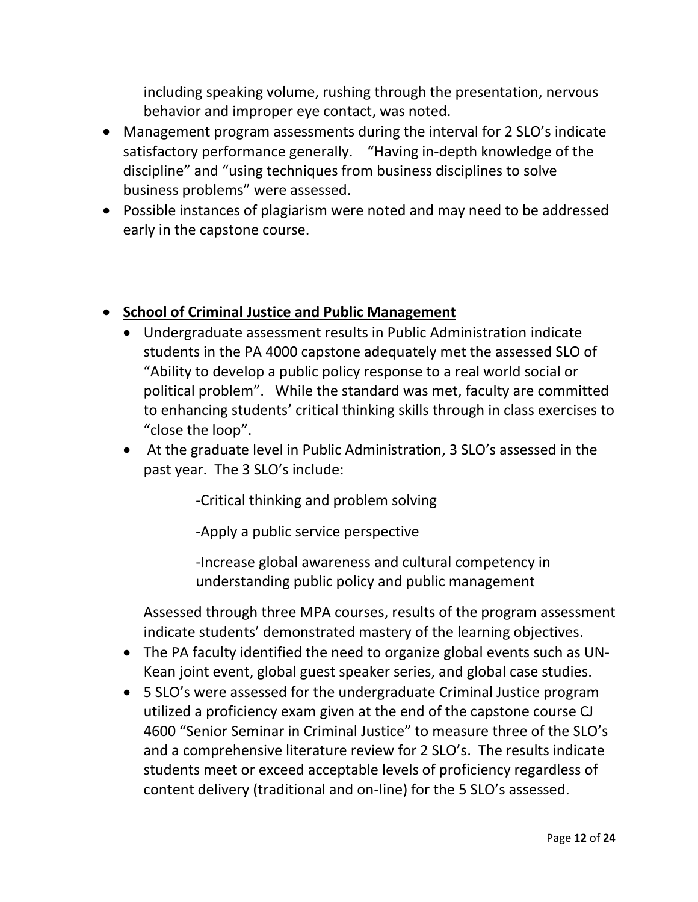including speaking volume, rushing through the presentation, nervous behavior and improper eye contact, was noted.

- Management program assessments during the interval for 2 SLO's indicate satisfactory performance generally. "Having in-depth knowledge of the discipline" and "using techniques from business disciplines to solve business problems" were assessed.
- Possible instances of plagiarism were noted and may need to be addressed early in the capstone course.

- **<u>School of Criminal Justice and Public Management</u>**
  - Undergraduate assessment results in Public Administration indicate students in the PA 4000 capstone adequately met the assessed SLO of "Ability to develop a public policy response to a real world social or political problem". While the standard was met, faculty are committed to enhancing students' critical thinking skills through in class exercises to "close the loop".
  - At the graduate level in Public Administration, 3 SLO's assessed in the past year. The 3 SLO's include:

    -Critical thinking and problem solving

    -Apply a public service perspective

    -Increase global awareness and cultural competency in understanding public policy and public management

    Assessed through three MPA courses, results of the program assessment indicate students' demonstrated mastery of the learning objectives.
  - The PA faculty identified the need to organize global events such as UN-Kean joint event, global guest speaker series, and global case studies.
  - 5 SLO's were assessed for the undergraduate Criminal Justice program utilized a proficiency exam given at the end of the capstone course CJ 4600 "Senior Seminar in Criminal Justice" to measure three of the SLO's and a comprehensive literature review for 2 SLO's. The results indicate students meet or exceed acceptable levels of proficiency regardless of content delivery (traditional and on-line) for the 5 SLO's assessed.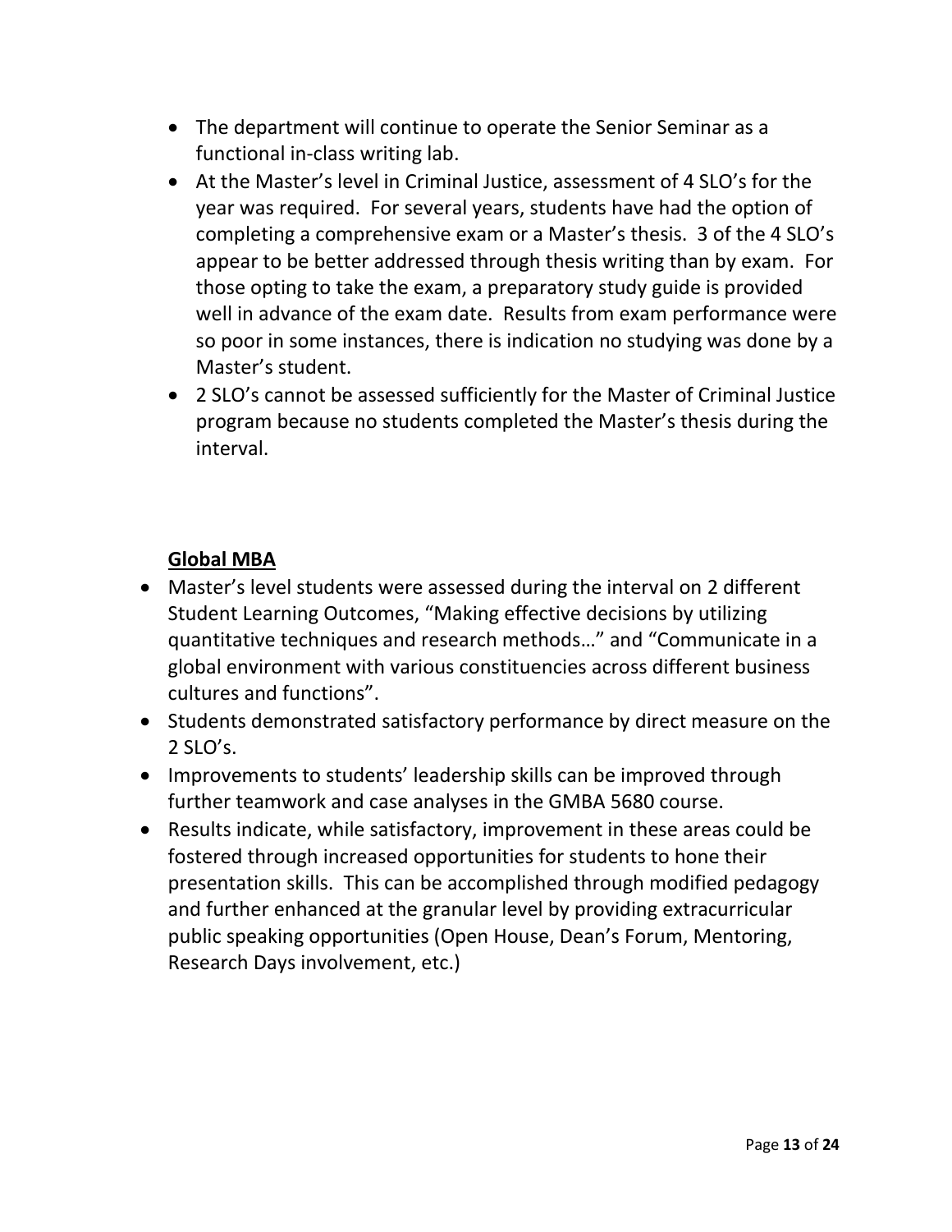- The department will continue to operate the Senior Seminar as a functional in-class writing lab.
- At the Master's level in Criminal Justice, assessment of 4 SLO's for the year was required. For several years, students have had the option of completing a comprehensive exam or a Master's thesis. 3 of the 4 SLO's appear to be better addressed through thesis writing than by exam. For those opting to take the exam, a preparatory study guide is provided well in advance of the exam date. Results from exam performance were so poor in some instances, there is indication no studying was done by a Master's student.
- 2 SLO's cannot be assessed sufficiently for the Master of Criminal Justice program because no students completed the Master's thesis during the interval.

**<u>Global MBA</u>**

- Master's level students were assessed during the interval on 2 different Student Learning Outcomes, "Making effective decisions by utilizing quantitative techniques and research methods…" and "Communicate in a global environment with various constituencies across different business cultures and functions".
- Students demonstrated satisfactory performance by direct measure on the 2 SLO's.
- Improvements to students' leadership skills can be improved through further teamwork and case analyses in the GMBA 5680 course.
- Results indicate, while satisfactory, improvement in these areas could be fostered through increased opportunities for students to hone their presentation skills. This can be accomplished through modified pedagogy and further enhanced at the granular level by providing extracurricular public speaking opportunities (Open House, Dean's Forum, Mentoring, Research Days involvement, etc.)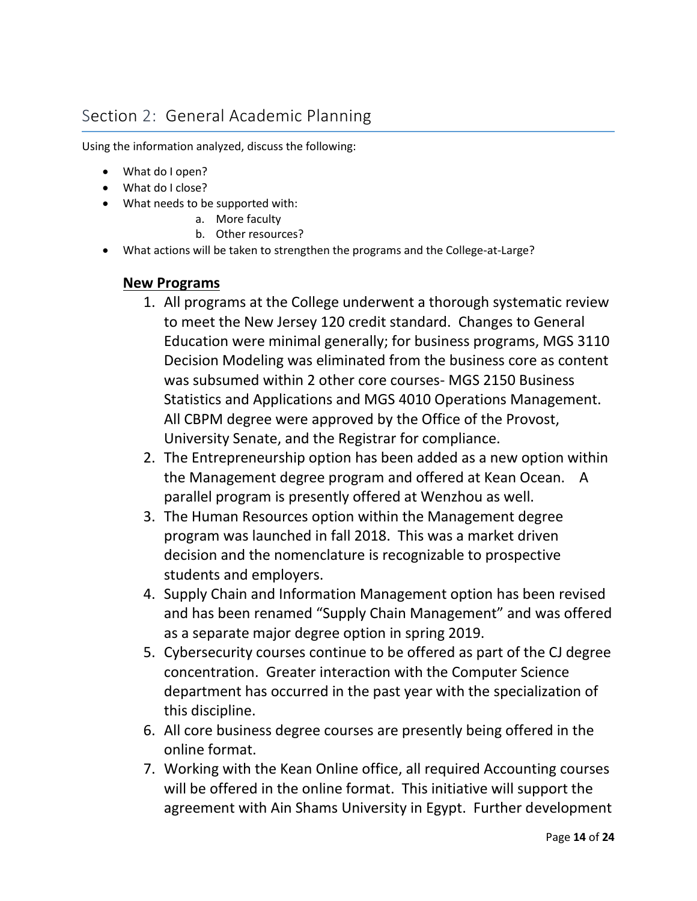## Section 2: General Academic Planning

Using the information analyzed, discuss the following:

- What do I open?
- What do I close?
- What needs to be supported with:
  - a. More faculty
  - b. Other resources?
- What actions will be taken to strengthen the programs and the College-at-Large?

### New Programs

1. All programs at the College underwent a thorough systematic review to meet the New Jersey 120 credit standard. Changes to General Education were minimal generally; for business programs, MGS 3110 Decision Modeling was eliminated from the business core as content was subsumed within 2 other core courses- MGS 2150 Business Statistics and Applications and MGS 4010 Operations Management. All CBPM degree were approved by the Office of the Provost, University Senate, and the Registrar for compliance.
2. The Entrepreneurship option has been added as a new option within the Management degree program and offered at Kean Ocean. A parallel program is presently offered at Wenzhou as well.
3. The Human Resources option within the Management degree program was launched in fall 2018. This was a market driven decision and the nomenclature is recognizable to prospective students and employers.
4. Supply Chain and Information Management option has been revised and has been renamed "Supply Chain Management" and was offered as a separate major degree option in spring 2019.
5. Cybersecurity courses continue to be offered as part of the CJ degree concentration. Greater interaction with the Computer Science department has occurred in the past year with the specialization of this discipline.
6. All core business degree courses are presently being offered in the online format.
7. Working with the Kean Online office, all required Accounting courses will be offered in the online format. This initiative will support the agreement with Ain Shams University in Egypt. Further development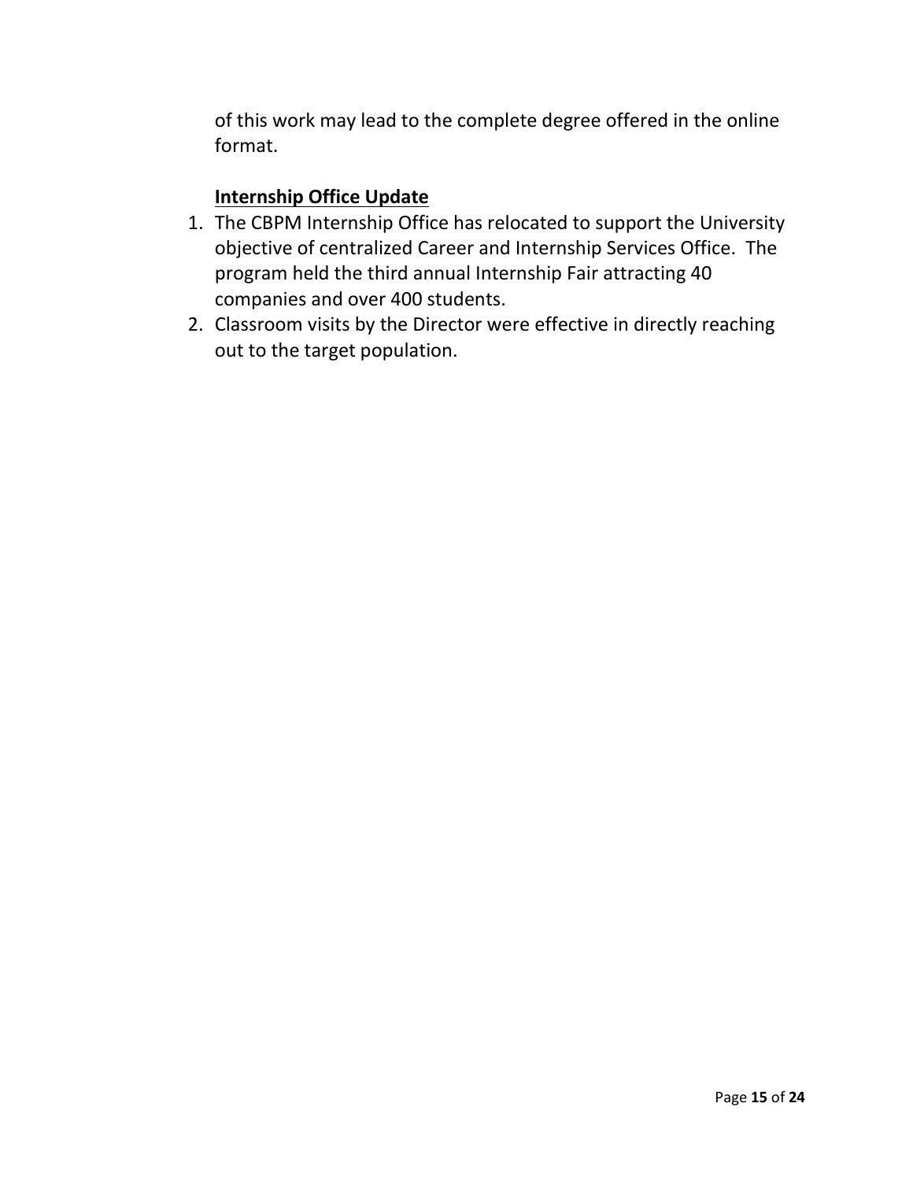of this work may lead to the complete degree offered in the online format.

**<u>Internship Office Update</u>**

1. The CBPM Internship Office has relocated to support the University objective of centralized Career and Internship Services Office. The program held the third annual Internship Fair attracting 40 companies and over 400 students.
2. Classroom visits by the Director were effective in directly reaching out to the target population.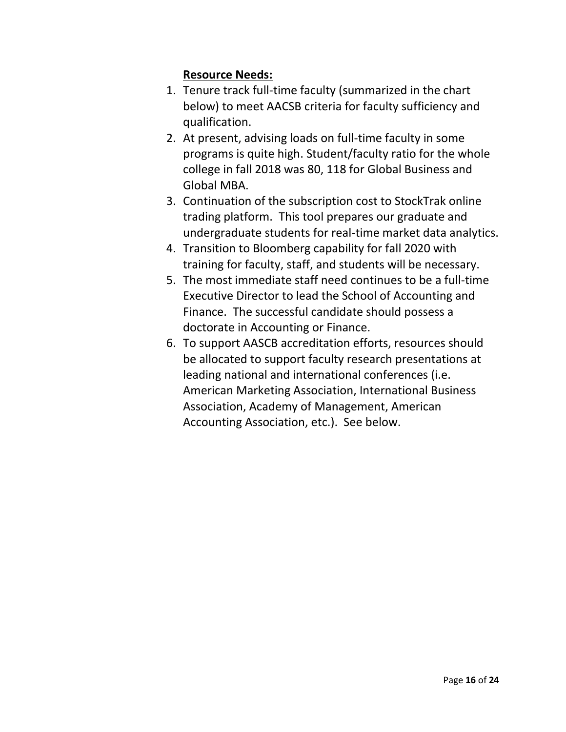**Resource Needs:**

1. Tenure track full-time faculty (summarized in the chart below) to meet AACSB criteria for faculty sufficiency and qualification.
2. At present, advising loads on full-time faculty in some programs is quite high. Student/faculty ratio for the whole college in fall 2018 was 80, 118 for Global Business and Global MBA.
3. Continuation of the subscription cost to StockTrak online trading platform. This tool prepares our graduate and undergraduate students for real-time market data analytics.
4. Transition to Bloomberg capability for fall 2020 with training for faculty, staff, and students will be necessary.
5. The most immediate staff need continues to be a full-time Executive Director to lead the School of Accounting and Finance. The successful candidate should possess a doctorate in Accounting or Finance.
6. To support AASCB accreditation efforts, resources should be allocated to support faculty research presentations at leading national and international conferences (i.e. American Marketing Association, International Business Association, Academy of Management, American Accounting Association, etc.). See below.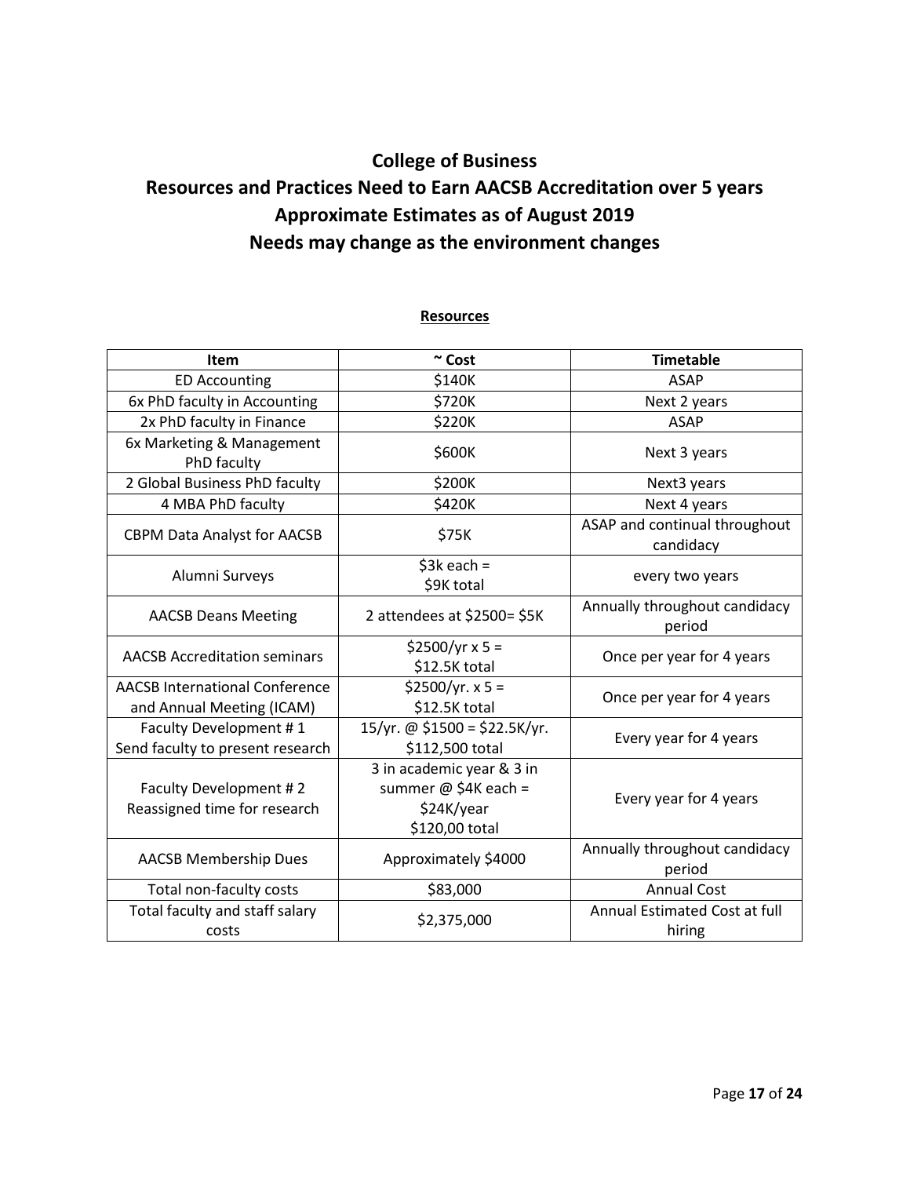# College of Business

# Resources and Practices Need to Earn AACSB Accreditation over 5 years

# Approximate Estimates as of August 2019

# Needs may change as the environment changes

**Resources**

| Item | ~ Cost | Timetable |
|---|---|---|
| ED Accounting | \$140K | ASAP |
| 6x PhD faculty in Accounting | \$720K | Next 2 years |
| 2x PhD faculty in Finance | \$220K | ASAP |
| 6x Marketing & Management PhD faculty | \$600K | Next 3 years |
| 2 Global Business PhD faculty | \$200K | Next3 years |
| 4 MBA PhD faculty | \$420K | Next 4 years |
| CBPM Data Analyst for AACSB | \$75K | ASAP and continual throughout candidacy |
| Alumni Surveys | \$3k each = \$9K total | every two years |
| AACSB Deans Meeting | 2 attendees at \$2500= \$5K | Annually throughout candidacy period |
| AACSB Accreditation seminars | \$2500/yr x 5 = \$12.5K total | Once per year for 4 years |
| AACSB International Conference and Annual Meeting (ICAM) | \$2500/yr. x 5 = \$12.5K total | Once per year for 4 years |
| Faculty Development # 1 Send faculty to present research | 15/yr. @ \$1500 = \$22.5K/yr. \$112,500 total | Every year for 4 years |
| Faculty Development # 2 Reassigned time for research | 3 in academic year & 3 in summer @ \$4K each = \$24K/year \$120,00 total | Every year for 4 years |
| AACSB Membership Dues | Approximately \$4000 | Annually throughout candidacy period |
| Total non-faculty costs | \$83,000 | Annual Cost |
| Total faculty and staff salary costs | \$2,375,000 | Annual Estimated Cost at full hiring |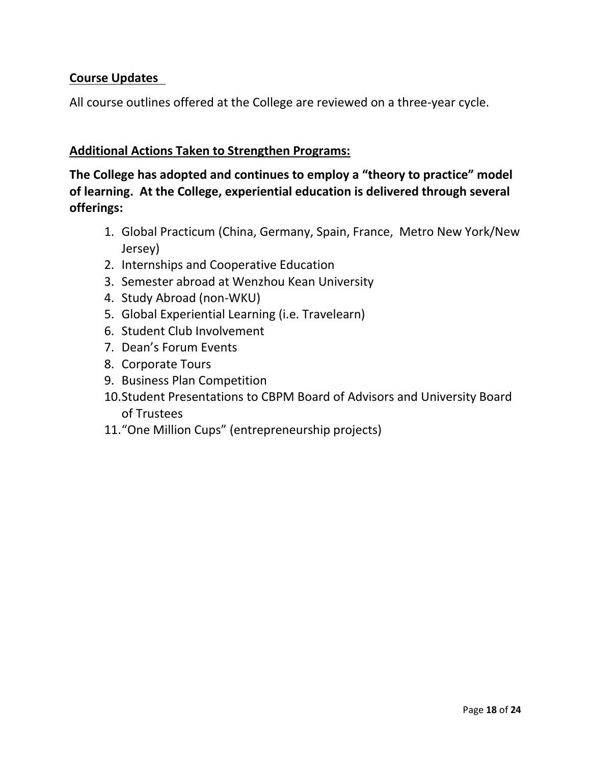**Course Updates**

All course outlines offered at the College are reviewed on a three-year cycle.

**Additional Actions Taken to Strengthen Programs:**

**The College has adopted and continues to employ a "theory to practice" model of learning. At the College, experiential education is delivered through several offerings:**

1. Global Practicum (China, Germany, Spain, France, Metro New York/New Jersey)
2. Internships and Cooperative Education
3. Semester abroad at Wenzhou Kean University
4. Study Abroad (non-WKU)
5. Global Experiential Learning (i.e. Travelearn)
6. Student Club Involvement
7. Dean's Forum Events
8. Corporate Tours
9. Business Plan Competition
10. Student Presentations to CBPM Board of Advisors and University Board of Trustees
11. "One Million Cups" (entrepreneurship projects)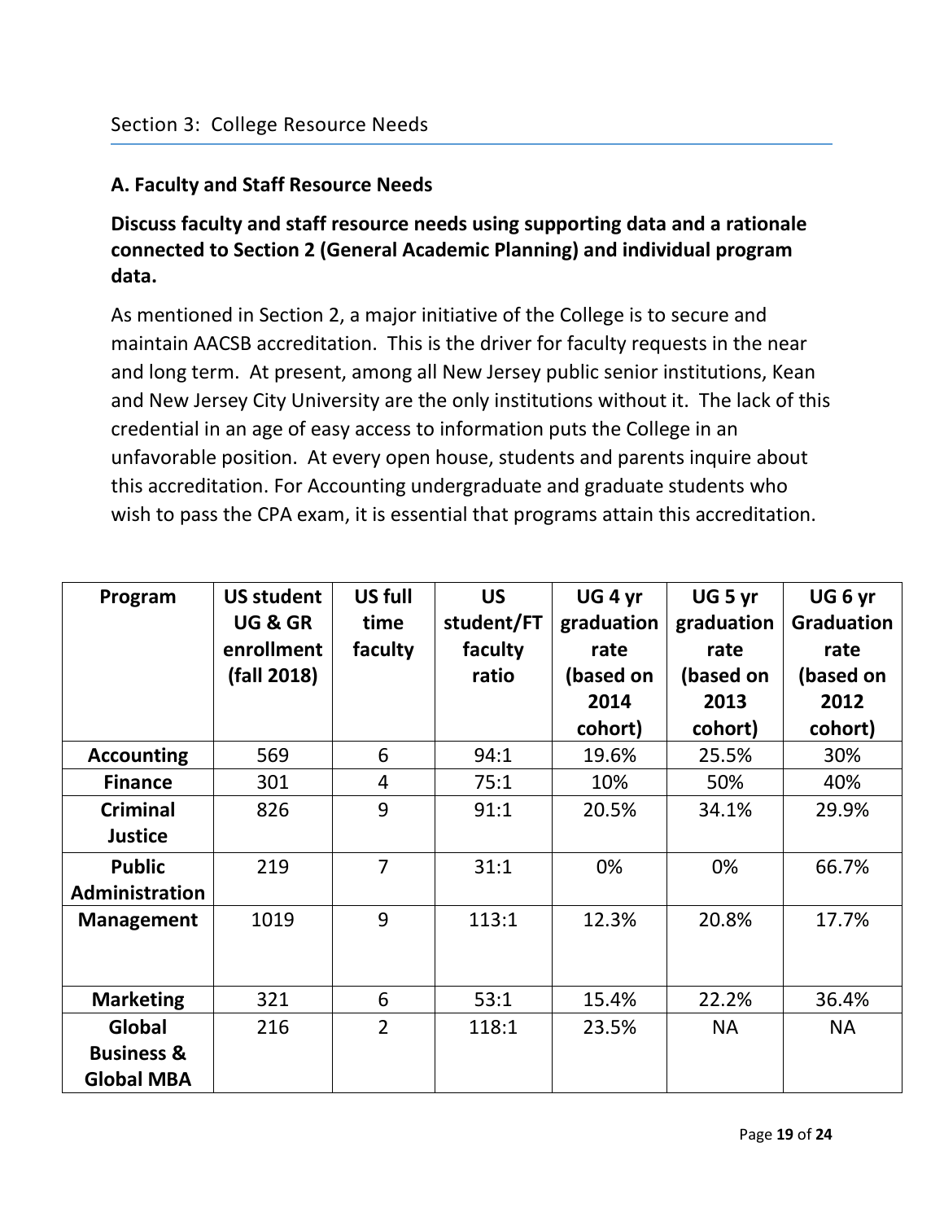## Section 3: College Resource Needs

### A. Faculty and Staff Resource Needs

**Discuss faculty and staff resource needs using supporting data and a rationale connected to Section 2 (General Academic Planning) and individual program data.**

As mentioned in Section 2, a major initiative of the College is to secure and maintain AACSB accreditation. This is the driver for faculty requests in the near and long term. At present, among all New Jersey public senior institutions, Kean and New Jersey City University are the only institutions without it. The lack of this credential in an age of easy access to information puts the College in an unfavorable position. At every open house, students and parents inquire about this accreditation. For Accounting undergraduate and graduate students who wish to pass the CPA exam, it is essential that programs attain this accreditation.

| Program | US student UG & GR enrollment (fall 2018) | US full time faculty | US student/FT faculty ratio | UG 4 yr graduation rate (based on 2014 cohort) | UG 5 yr graduation rate (based on 2013 cohort) | UG 6 yr Graduation rate (based on 2012 cohort) |
|---|---|---|---|---|---|---|
| **Accounting** | 569 | 6 | 94:1 | 19.6% | 25.5% | 30% |
| **Finance** | 301 | 4 | 75:1 | 10% | 50% | 40% |
| **Criminal Justice** | 826 | 9 | 91:1 | 20.5% | 34.1% | 29.9% |
| **Public Administration** | 219 | 7 | 31:1 | 0% | 0% | 66.7% |
| **Management** | 1019 | 9 | 113:1 | 12.3% | 20.8% | 17.7% |
| **Marketing** | 321 | 6 | 53:1 | 15.4% | 22.2% | 36.4% |
| **Global Business & Global MBA** | 216 | 2 | 118:1 | 23.5% | NA | NA |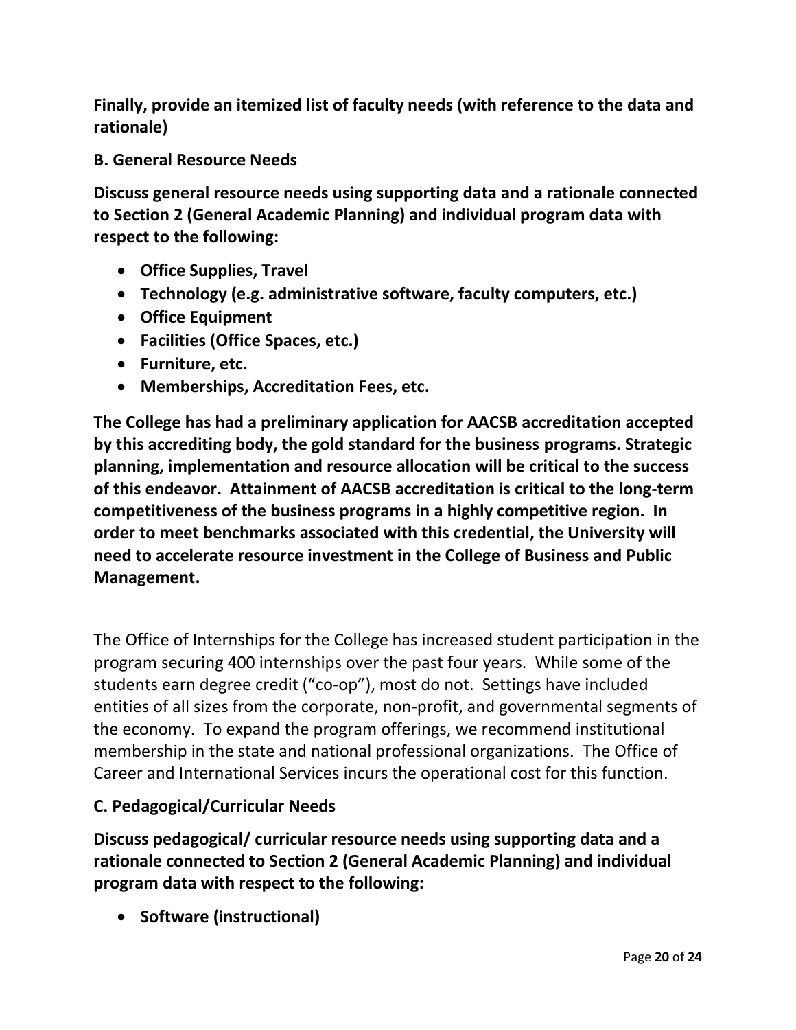**Finally, provide an itemized list of faculty needs (with reference to the data and rationale)**

**B. General Resource Needs**

**Discuss general resource needs using supporting data and a rationale connected to Section 2 (General Academic Planning) and individual program data with respect to the following:**

- **Office Supplies, Travel**
- **Technology (e.g. administrative software, faculty computers, etc.)**
- **Office Equipment**
- **Facilities (Office Spaces, etc.)**
- **Furniture, etc.**
- **Memberships, Accreditation Fees, etc.**

**The College has had a preliminary application for AACSB accreditation accepted by this accrediting body, the gold standard for the business programs. Strategic planning, implementation and resource allocation will be critical to the success of this endeavor. Attainment of AACSB accreditation is critical to the long-term competitiveness of the business programs in a highly competitive region. In order to meet benchmarks associated with this credential, the University will need to accelerate resource investment in the College of Business and Public Management.**

The Office of Internships for the College has increased student participation in the program securing 400 internships over the past four years. While some of the students earn degree credit ("co-op"), most do not. Settings have included entities of all sizes from the corporate, non-profit, and governmental segments of the economy. To expand the program offerings, we recommend institutional membership in the state and national professional organizations. The Office of Career and International Services incurs the operational cost for this function.

**C. Pedagogical/Curricular Needs**

**Discuss pedagogical/ curricular resource needs using supporting data and a rationale connected to Section 2 (General Academic Planning) and individual program data with respect to the following:**

- **Software (instructional)**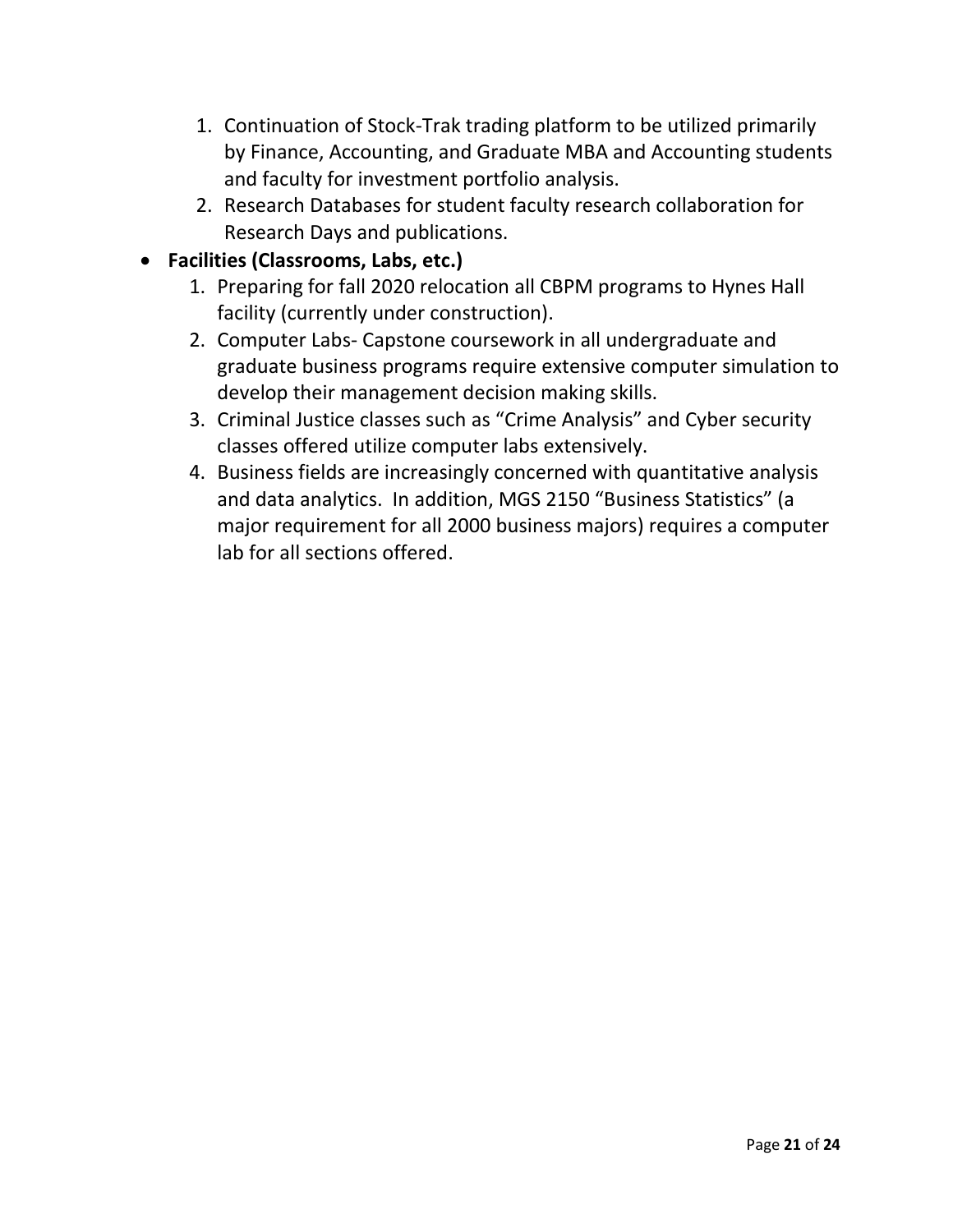1. Continuation of Stock-Trak trading platform to be utilized primarily by Finance, Accounting, and Graduate MBA and Accounting students and faculty for investment portfolio analysis.
2. Research Databases for student faculty research collaboration for Research Days and publications.

- **Facilities (Classrooms, Labs, etc.)**
  1. Preparing for fall 2020 relocation all CBPM programs to Hynes Hall facility (currently under construction).
  2. Computer Labs- Capstone coursework in all undergraduate and graduate business programs require extensive computer simulation to develop their management decision making skills.
  3. Criminal Justice classes such as “Crime Analysis” and Cyber security classes offered utilize computer labs extensively.
  4. Business fields are increasingly concerned with quantitative analysis and data analytics. In addition, MGS 2150 “Business Statistics” (a major requirement for all 2000 business majors) requires a computer lab for all sections offered.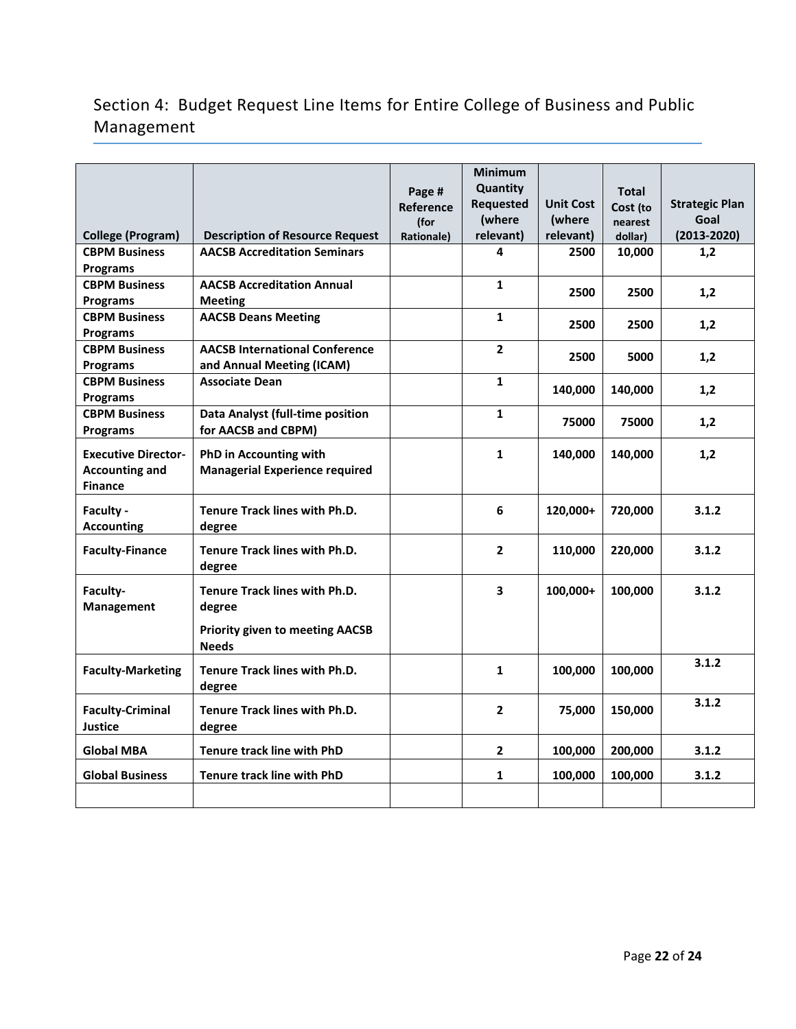## Section 4: Budget Request Line Items for Entire College of Business and Public Management

| College (Program) | Description of Resource Request | Page # Reference (for Rationale) | Minimum Quantity Requested (where relevant) | Unit Cost (where relevant) | Total Cost (to nearest dollar) | Strategic Plan Goal (2013-2020) |
|---|---|---|---|---|---|---|
| **CBPM Business Programs** | **AACSB Accreditation Seminars** | | **4** | **2500** | **10,000** | **1,2** |
| **CBPM Business Programs** | **AACSB Accreditation Annual Meeting** | | **1** | **2500** | **2500** | **1,2** |
| **CBPM Business Programs** | **AACSB Deans Meeting** | | **1** | **2500** | **2500** | **1,2** |
| **CBPM Business Programs** | **AACSB International Conference and Annual Meeting (ICAM)** | | **2** | **2500** | **5000** | **1,2** |
| **CBPM Business Programs** | **Associate Dean** | | **1** | **140,000** | **140,000** | **1,2** |
| **CBPM Business Programs** | **Data Analyst (full-time position for AACSB and CBPM)** | | **1** | **75000** | **75000** | **1,2** |
| **Executive Director-Accounting and Finance** | **PhD in Accounting with Managerial Experience required** | | **1** | **140,000** | **140,000** | **1,2** |
| **Faculty - Accounting** | **Tenure Track lines with Ph.D. degree** | | **6** | **120,000+** | **720,000** | **3.1.2** |
| **Faculty-Finance** | **Tenure Track lines with Ph.D. degree** | | **2** | **110,000** | **220,000** | **3.1.2** |
| **Faculty-Management** | **Tenure Track lines with Ph.D. degree**<br>**Priority given to meeting AACSB Needs** | | **3** | **100,000+** | **100,000** | **3.1.2** |
| **Faculty-Marketing** | **Tenure Track lines with Ph.D. degree** | | **1** | **100,000** | **100,000** | **3.1.2** |
| **Faculty-Criminal Justice** | **Tenure Track lines with Ph.D. degree** | | **2** | **75,000** | **150,000** | **3.1.2** |
| **Global MBA** | **Tenure track line with PhD** | | **2** | **100,000** | **200,000** | **3.1.2** |
| **Global Business** | **Tenure track line with PhD** | | **1** | **100,000** | **100,000** | **3.1.2** |
| | | | | | | |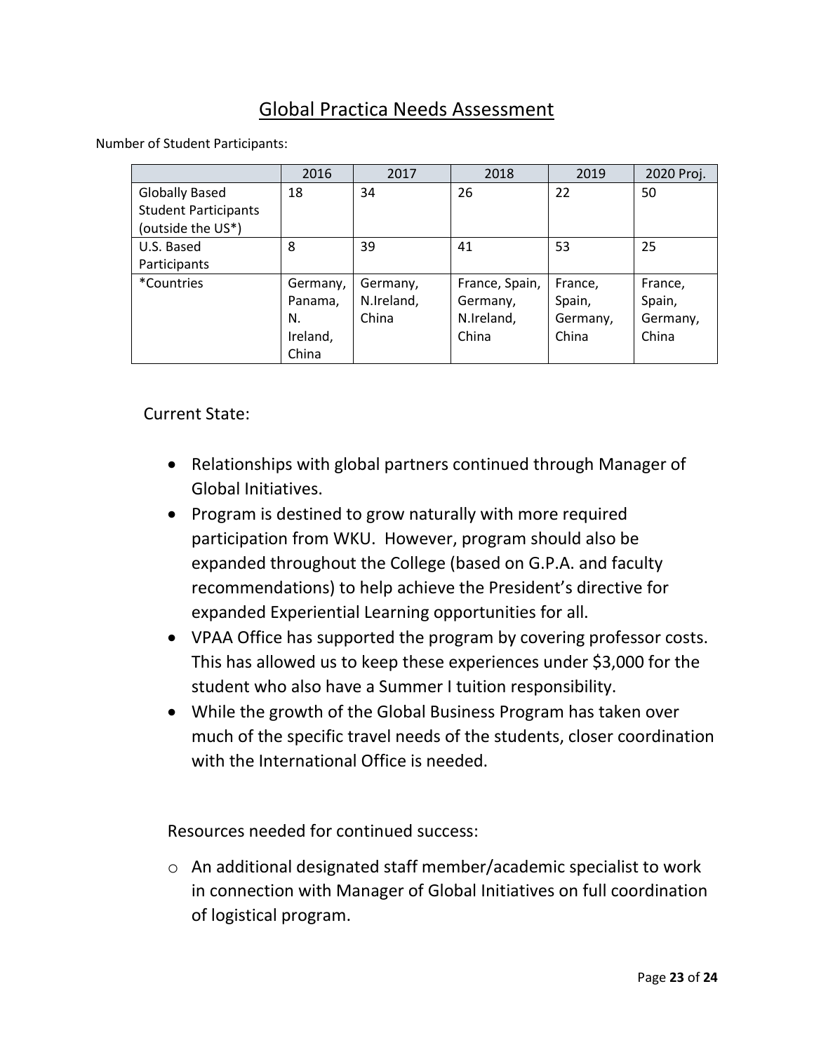# Global Practica Needs Assessment

Number of Student Participants:

| | 2016 | 2017 | 2018 | 2019 | 2020 Proj. |
|---|---|---|---|---|---|
| Globally Based Student Participants (outside the US*) | 18 | 34 | 26 | 22 | 50 |
| U.S. Based Participants | 8 | 39 | 41 | 53 | 25 |
| *Countries | Germany, Panama, N. Ireland, China | Germany, N.Ireland, China | France, Spain, Germany, N.Ireland, China | France, Spain, Germany, China | France, Spain, Germany, China |

Current State:

- Relationships with global partners continued through Manager of Global Initiatives.
- Program is destined to grow naturally with more required participation from WKU. However, program should also be expanded throughout the College (based on G.P.A. and faculty recommendations) to help achieve the President's directive for expanded Experiential Learning opportunities for all.
- VPAA Office has supported the program by covering professor costs. This has allowed us to keep these experiences under $3,000 for the student who also have a Summer I tuition responsibility.
- While the growth of the Global Business Program has taken over much of the specific travel needs of the students, closer coordination with the International Office is needed.

Resources needed for continued success:

- An additional designated staff member/academic specialist to work in connection with Manager of Global Initiatives on full coordination of logistical program.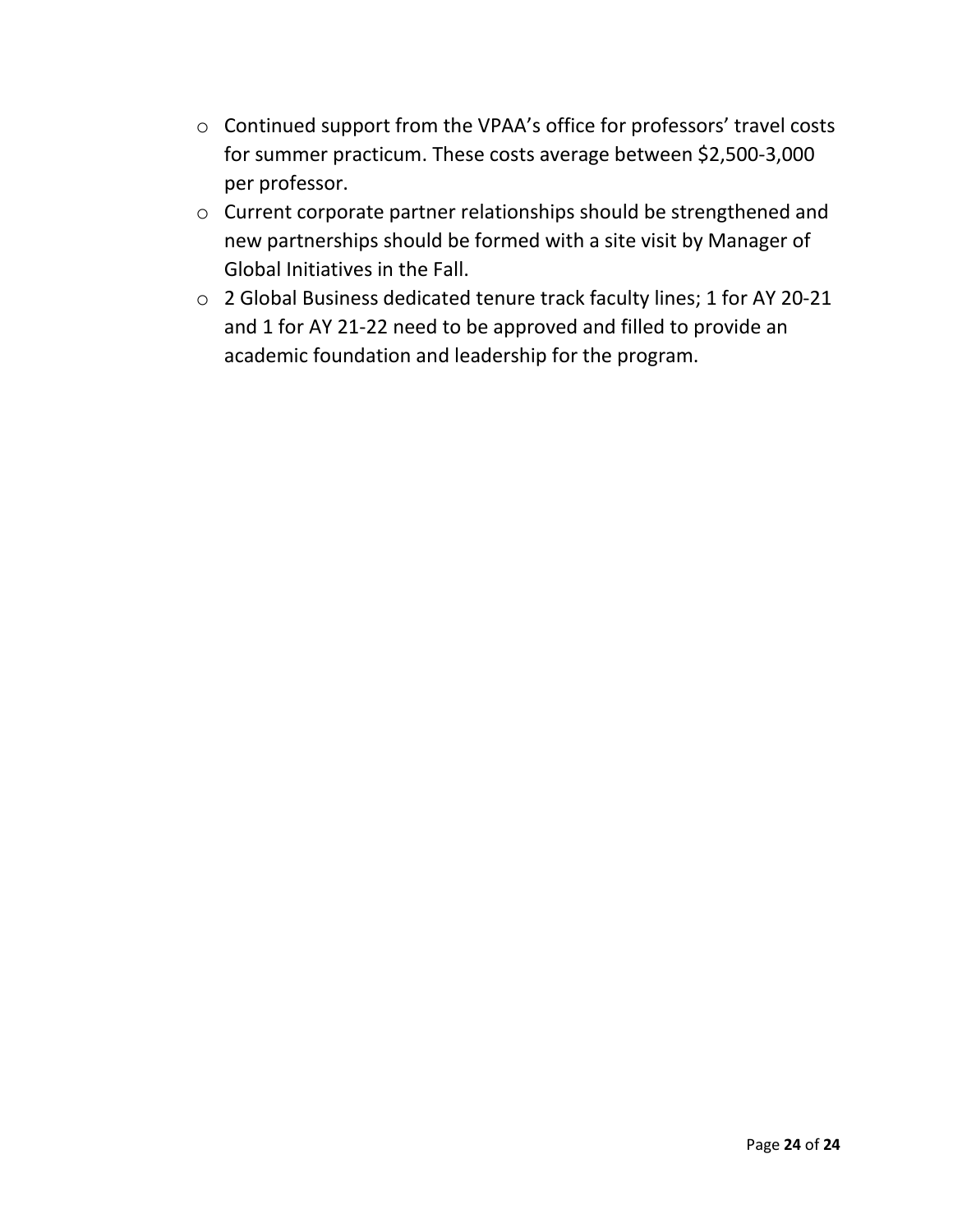- Continued support from the VPAA’s office for professors’ travel costs for summer practicum. These costs average between $2,500-3,000 per professor.
- Current corporate partner relationships should be strengthened and new partnerships should be formed with a site visit by Manager of Global Initiatives in the Fall.
- 2 Global Business dedicated tenure track faculty lines; 1 for AY 20-21 and 1 for AY 21-22 need to be approved and filled to provide an academic foundation and leadership for the program.